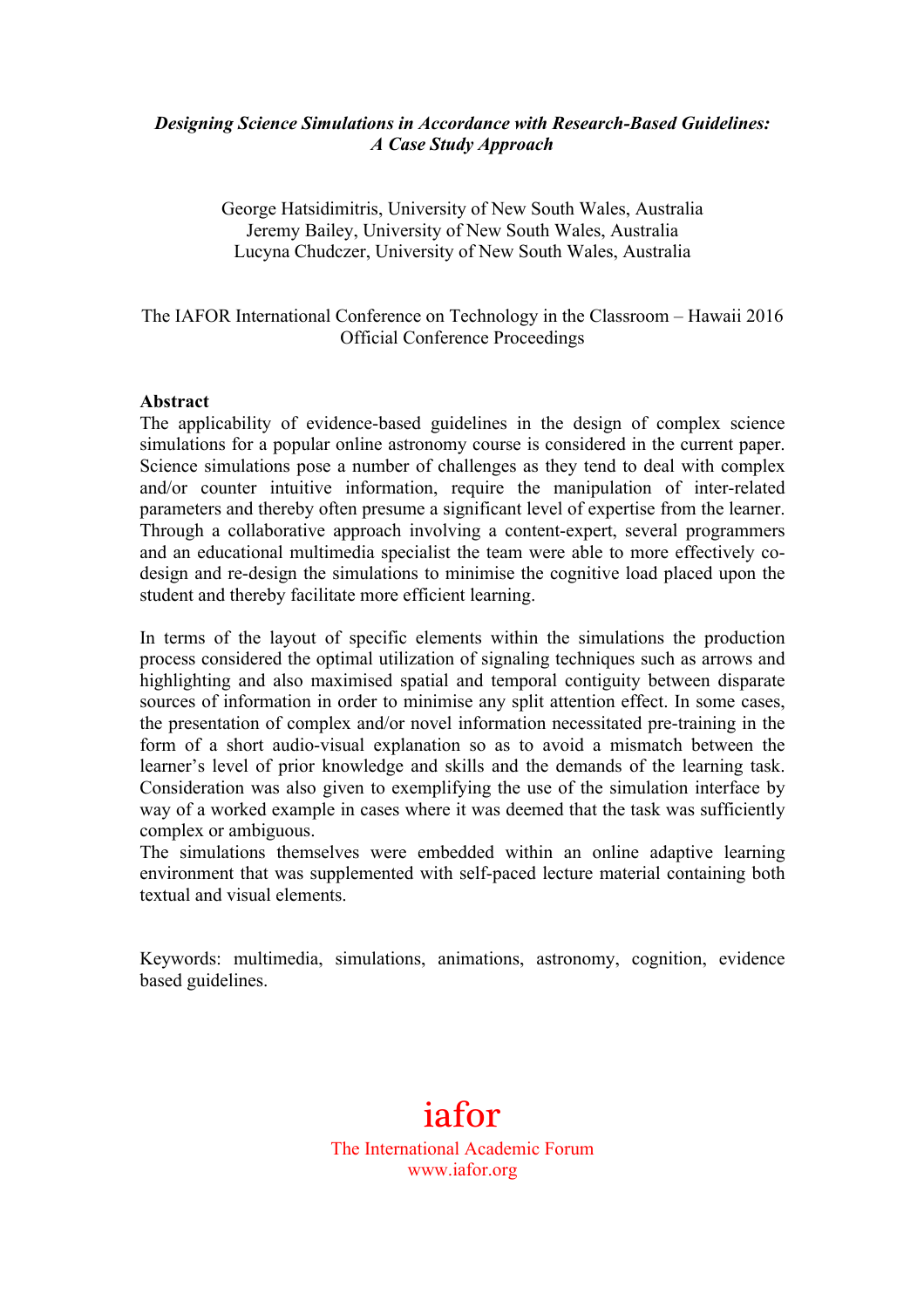***Designing Science Simulations in Accordance with Research-Based Guidelines: A Case Study Approach***

George Hatsidimitris, University of New South Wales, Australia
Jeremy Bailey, University of New South Wales, Australia
Lucyna Chudczer, University of New South Wales, Australia

The IAFOR International Conference on Technology in the Classroom – Hawaii 2016
Official Conference Proceedings

**Abstract**

The applicability of evidence-based guidelines in the design of complex science simulations for a popular online astronomy course is considered in the current paper. Science simulations pose a number of challenges as they tend to deal with complex and/or counter intuitive information, require the manipulation of inter-related parameters and thereby often presume a significant level of expertise from the learner. Through a collaborative approach involving a content-expert, several programmers and an educational multimedia specialist the team were able to more effectively co-design and re-design the simulations to minimise the cognitive load placed upon the student and thereby facilitate more efficient learning.

In terms of the layout of specific elements within the simulations the production process considered the optimal utilization of signaling techniques such as arrows and highlighting and also maximised spatial and temporal contiguity between disparate sources of information in order to minimise any split attention effect. In some cases, the presentation of complex and/or novel information necessitated pre-training in the form of a short audio-visual explanation so as to avoid a mismatch between the learner's level of prior knowledge and skills and the demands of the learning task. Consideration was also given to exemplifying the use of the simulation interface by way of a worked example in cases where it was deemed that the task was sufficiently complex or ambiguous.
The simulations themselves were embedded within an online adaptive learning environment that was supplemented with self-paced lecture material containing both textual and visual elements.

Keywords: multimedia, simulations, animations, astronomy, cognition, evidence based guidelines.

iafor
The International Academic Forum
www.iafor.org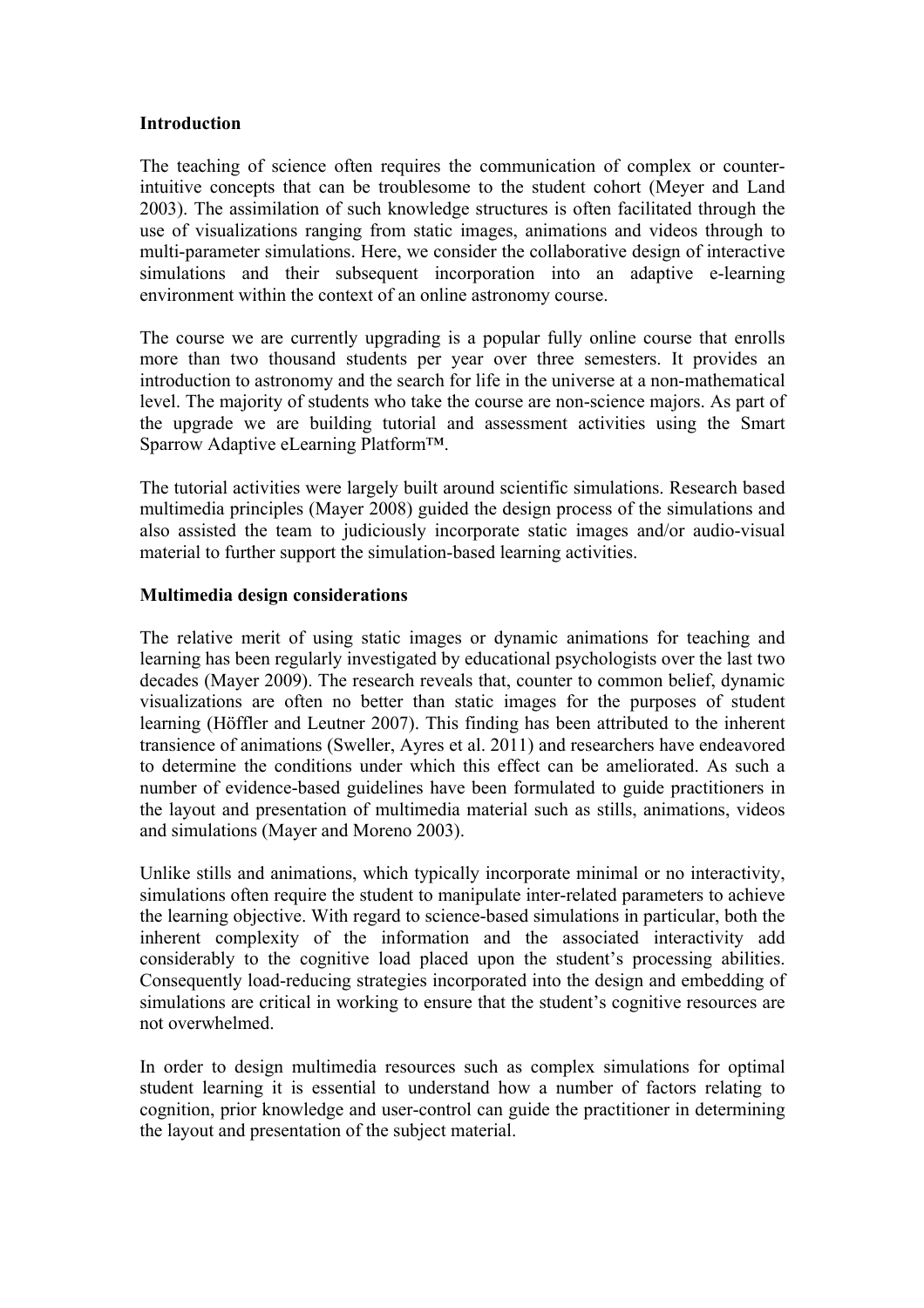## Introduction

The teaching of science often requires the communication of complex or counter-intuitive concepts that can be troublesome to the student cohort (Meyer and Land 2003). The assimilation of such knowledge structures is often facilitated through the use of visualizations ranging from static images, animations and videos through to multi-parameter simulations. Here, we consider the collaborative design of interactive simulations and their subsequent incorporation into an adaptive e-learning environment within the context of an online astronomy course.

The course we are currently upgrading is a popular fully online course that enrolls more than two thousand students per year over three semesters. It provides an introduction to astronomy and the search for life in the universe at a non-mathematical level. The majority of students who take the course are non-science majors. As part of the upgrade we are building tutorial and assessment activities using the Smart Sparrow Adaptive eLearning Platform™.

The tutorial activities were largely built around scientific simulations. Research based multimedia principles (Mayer 2008) guided the design process of the simulations and also assisted the team to judiciously incorporate static images and/or audio-visual material to further support the simulation-based learning activities.

## Multimedia design considerations

The relative merit of using static images or dynamic animations for teaching and learning has been regularly investigated by educational psychologists over the last two decades (Mayer 2009). The research reveals that, counter to common belief, dynamic visualizations are often no better than static images for the purposes of student learning (Höffler and Leutner 2007). This finding has been attributed to the inherent transience of animations (Sweller, Ayres et al. 2011) and researchers have endeavored to determine the conditions under which this effect can be ameliorated. As such a number of evidence-based guidelines have been formulated to guide practitioners in the layout and presentation of multimedia material such as stills, animations, videos and simulations (Mayer and Moreno 2003).

Unlike stills and animations, which typically incorporate minimal or no interactivity, simulations often require the student to manipulate inter-related parameters to achieve the learning objective. With regard to science-based simulations in particular, both the inherent complexity of the information and the associated interactivity add considerably to the cognitive load placed upon the student's processing abilities. Consequently load-reducing strategies incorporated into the design and embedding of simulations are critical in working to ensure that the student's cognitive resources are not overwhelmed.

In order to design multimedia resources such as complex simulations for optimal student learning it is essential to understand how a number of factors relating to cognition, prior knowledge and user-control can guide the practitioner in determining the layout and presentation of the subject material.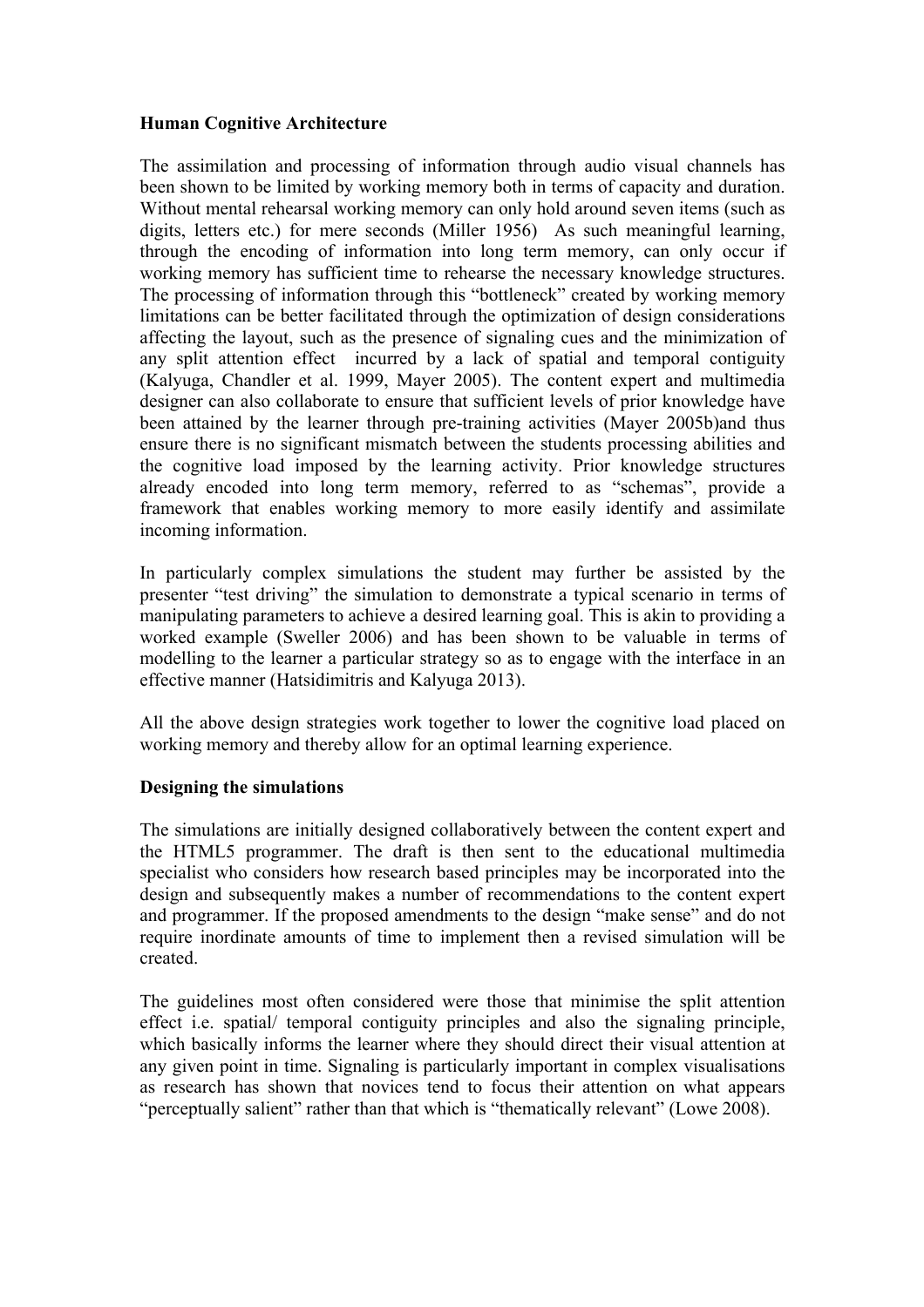**Human Cognitive Architecture**

The assimilation and processing of information through audio visual channels has been shown to be limited by working memory both in terms of capacity and duration. Without mental rehearsal working memory can only hold around seven items (such as digits, letters etc.) for mere seconds (Miller 1956) As such meaningful learning, through the encoding of information into long term memory, can only occur if working memory has sufficient time to rehearse the necessary knowledge structures. The processing of information through this "bottleneck" created by working memory limitations can be better facilitated through the optimization of design considerations affecting the layout, such as the presence of signaling cues and the minimization of any split attention effect incurred by a lack of spatial and temporal contiguity (Kalyuga, Chandler et al. 1999, Mayer 2005). The content expert and multimedia designer can also collaborate to ensure that sufficient levels of prior knowledge have been attained by the learner through pre-training activities (Mayer 2005b)and thus ensure there is no significant mismatch between the students processing abilities and the cognitive load imposed by the learning activity. Prior knowledge structures already encoded into long term memory, referred to as "schemas", provide a framework that enables working memory to more easily identify and assimilate incoming information.

In particularly complex simulations the student may further be assisted by the presenter "test driving" the simulation to demonstrate a typical scenario in terms of manipulating parameters to achieve a desired learning goal. This is akin to providing a worked example (Sweller 2006) and has been shown to be valuable in terms of modelling to the learner a particular strategy so as to engage with the interface in an effective manner (Hatsidimitris and Kalyuga 2013).

All the above design strategies work together to lower the cognitive load placed on working memory and thereby allow for an optimal learning experience.

**Designing the simulations**

The simulations are initially designed collaboratively between the content expert and the HTML5 programmer. The draft is then sent to the educational multimedia specialist who considers how research based principles may be incorporated into the design and subsequently makes a number of recommendations to the content expert and programmer. If the proposed amendments to the design "make sense" and do not require inordinate amounts of time to implement then a revised simulation will be created.

The guidelines most often considered were those that minimise the split attention effect i.e. spatial/ temporal contiguity principles and also the signaling principle, which basically informs the learner where they should direct their visual attention at any given point in time. Signaling is particularly important in complex visualisations as research has shown that novices tend to focus their attention on what appears "perceptually salient" rather than that which is "thematically relevant" (Lowe 2008).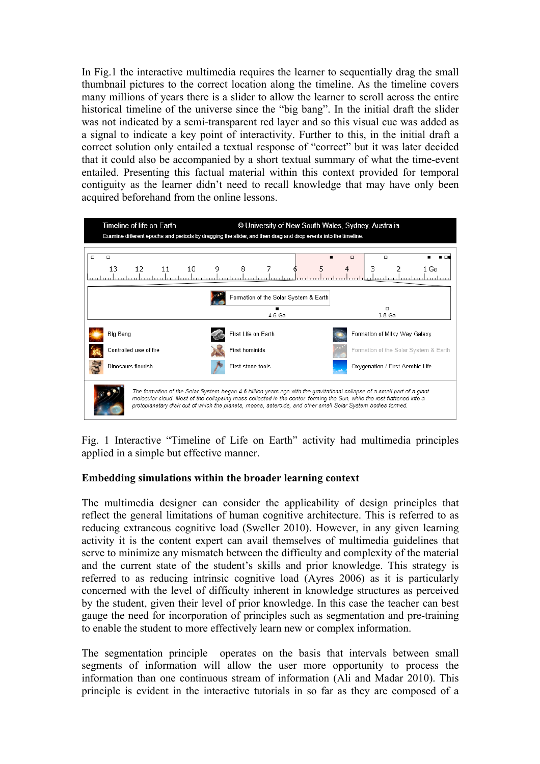In Fig.1 the interactive multimedia requires the learner to sequentially drag the small thumbnail pictures to the correct location along the timeline. As the timeline covers many millions of years there is a slider to allow the learner to scroll across the entire historical timeline of the universe since the "big bang". In the initial draft the slider was not indicated by a semi-transparent red layer and so this visual cue was added as a signal to indicate a key point of interactivity. Further to this, in the initial draft a correct solution only entailed a textual response of "correct" but it was later decided that it could also be accompanied by a short textual summary of what the time-event entailed. Presenting this factual material within this context provided for temporal contiguity as the learner didn't need to recall knowledge that may have only been acquired beforehand from the online lessons.

Fig. 1 Interactive "Timeline of Life on Earth" activity had multimedia principles applied in a simple but effective manner.

**Embedding simulations within the broader learning context**

The multimedia designer can consider the applicability of design principles that reflect the general limitations of human cognitive architecture. This is referred to as reducing extraneous cognitive load (Sweller 2010). However, in any given learning activity it is the content expert can avail themselves of multimedia guidelines that serve to minimize any mismatch between the difficulty and complexity of the material and the current state of the student's skills and prior knowledge. This strategy is referred to as reducing intrinsic cognitive load (Ayres 2006) as it is particularly concerned with the level of difficulty inherent in knowledge structures as perceived by the student, given their level of prior knowledge. In this case the teacher can best gauge the need for incorporation of principles such as segmentation and pre-training to enable the student to more effectively learn new or complex information.

The segmentation principle operates on the basis that intervals between small segments of information will allow the user more opportunity to process the information than one continuous stream of information (Ali and Madar 2010). This principle is evident in the interactive tutorials in so far as they are composed of a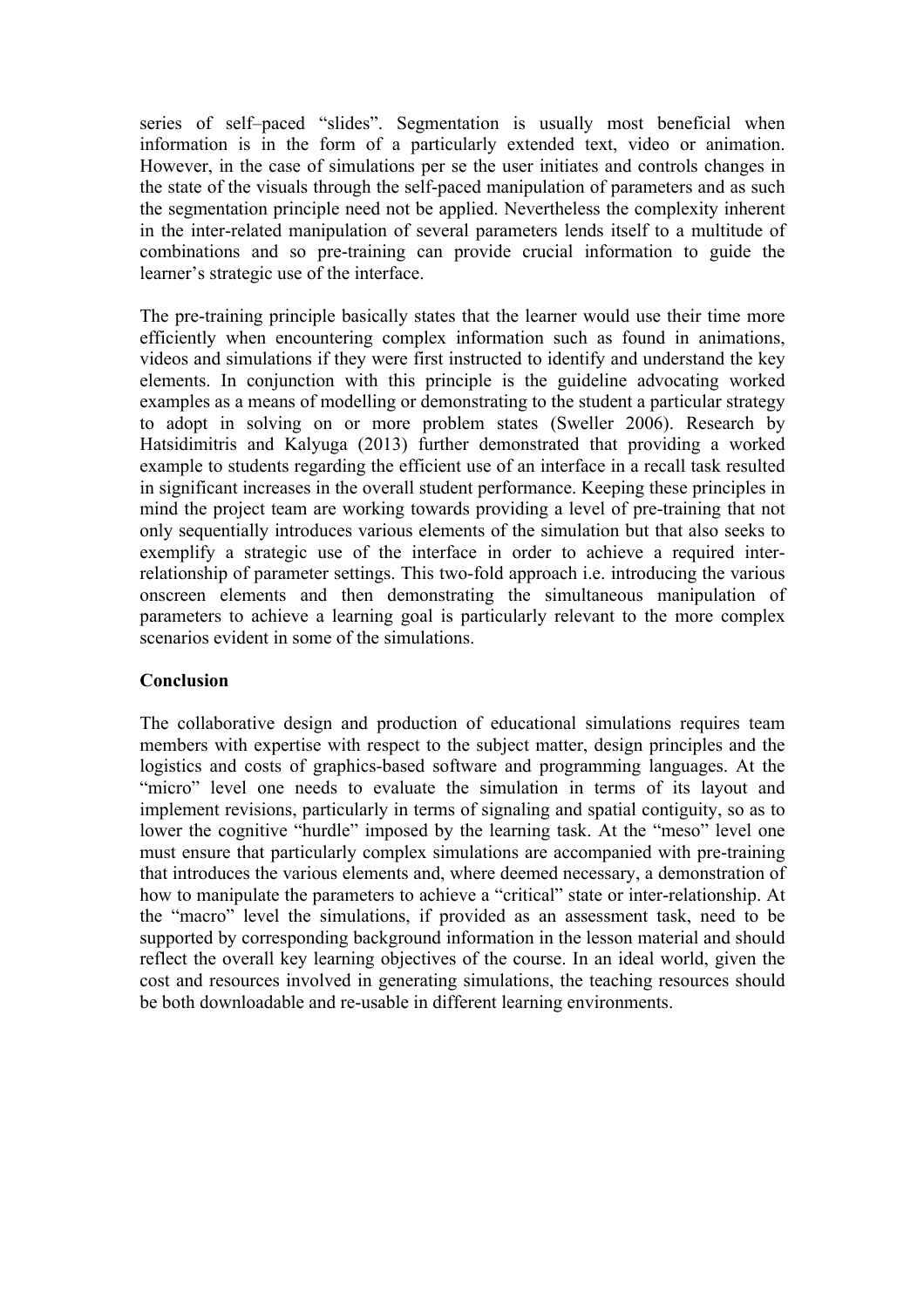series of self–paced "slides". Segmentation is usually most beneficial when information is in the form of a particularly extended text, video or animation. However, in the case of simulations per se the user initiates and controls changes in the state of the visuals through the self-paced manipulation of parameters and as such the segmentation principle need not be applied. Nevertheless the complexity inherent in the inter-related manipulation of several parameters lends itself to a multitude of combinations and so pre-training can provide crucial information to guide the learner's strategic use of the interface.

The pre-training principle basically states that the learner would use their time more efficiently when encountering complex information such as found in animations, videos and simulations if they were first instructed to identify and understand the key elements. In conjunction with this principle is the guideline advocating worked examples as a means of modelling or demonstrating to the student a particular strategy to adopt in solving on or more problem states (Sweller 2006). Research by Hatsidimitris and Kalyuga (2013) further demonstrated that providing a worked example to students regarding the efficient use of an interface in a recall task resulted in significant increases in the overall student performance. Keeping these principles in mind the project team are working towards providing a level of pre-training that not only sequentially introduces various elements of the simulation but that also seeks to exemplify a strategic use of the interface in order to achieve a required inter-relationship of parameter settings. This two-fold approach i.e. introducing the various onscreen elements and then demonstrating the simultaneous manipulation of parameters to achieve a learning goal is particularly relevant to the more complex scenarios evident in some of the simulations.

**Conclusion**

The collaborative design and production of educational simulations requires team members with expertise with respect to the subject matter, design principles and the logistics and costs of graphics-based software and programming languages. At the "micro" level one needs to evaluate the simulation in terms of its layout and implement revisions, particularly in terms of signaling and spatial contiguity, so as to lower the cognitive "hurdle" imposed by the learning task. At the "meso" level one must ensure that particularly complex simulations are accompanied with pre-training that introduces the various elements and, where deemed necessary, a demonstration of how to manipulate the parameters to achieve a "critical" state or inter-relationship. At the "macro" level the simulations, if provided as an assessment task, need to be supported by corresponding background information in the lesson material and should reflect the overall key learning objectives of the course. In an ideal world, given the cost and resources involved in generating simulations, the teaching resources should be both downloadable and re-usable in different learning environments.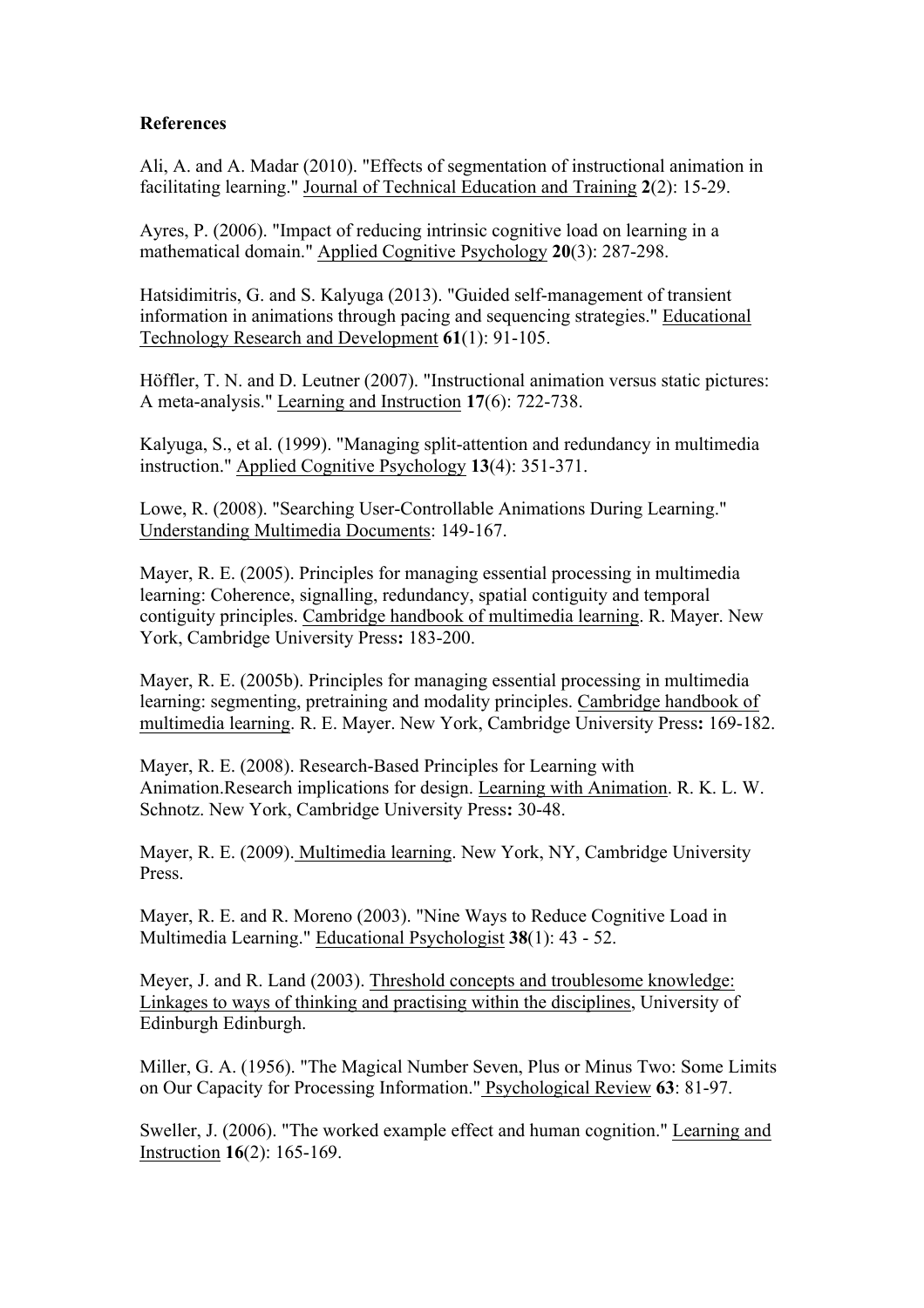**References**

Ali, A. and A. Madar (2010). "Effects of segmentation of instructional animation in facilitating learning." Journal of Technical Education and Training **2**(2): 15-29.

Ayres, P. (2006). "Impact of reducing intrinsic cognitive load on learning in a mathematical domain." Applied Cognitive Psychology **20**(3): 287-298.

Hatsidimitris, G. and S. Kalyuga (2013). "Guided self-management of transient information in animations through pacing and sequencing strategies." Educational Technology Research and Development **61**(1): 91-105.

Höffler, T. N. and D. Leutner (2007). "Instructional animation versus static pictures: A meta-analysis." Learning and Instruction **17**(6): 722-738.

Kalyuga, S., et al. (1999). "Managing split-attention and redundancy in multimedia instruction." Applied Cognitive Psychology **13**(4): 351-371.

Lowe, R. (2008). "Searching User-Controllable Animations During Learning." Understanding Multimedia Documents: 149-167.

Mayer, R. E. (2005). Principles for managing essential processing in multimedia learning: Coherence, signalling, redundancy, spatial contiguity and temporal contiguity principles. Cambridge handbook of multimedia learning. R. Mayer. New York, Cambridge University Press**:** 183-200.

Mayer, R. E. (2005b). Principles for managing essential processing in multimedia learning: segmenting, pretraining and modality principles. Cambridge handbook of multimedia learning. R. E. Mayer. New York, Cambridge University Press**:** 169-182.

Mayer, R. E. (2008). Research-Based Principles for Learning with Animation.Research implications for design. Learning with Animation. R. K. L. W. Schnotz. New York, Cambridge University Press**:** 30-48.

Mayer, R. E. (2009). Multimedia learning. New York, NY, Cambridge University Press.

Mayer, R. E. and R. Moreno (2003). "Nine Ways to Reduce Cognitive Load in Multimedia Learning." Educational Psychologist **38**(1): 43 - 52.

Meyer, J. and R. Land (2003). Threshold concepts and troublesome knowledge: Linkages to ways of thinking and practising within the disciplines, University of Edinburgh Edinburgh.

Miller, G. A. (1956). "The Magical Number Seven, Plus or Minus Two: Some Limits on Our Capacity for Processing Information." Psychological Review **63**: 81-97.

Sweller, J. (2006). "The worked example effect and human cognition." Learning and Instruction **16**(2): 165-169.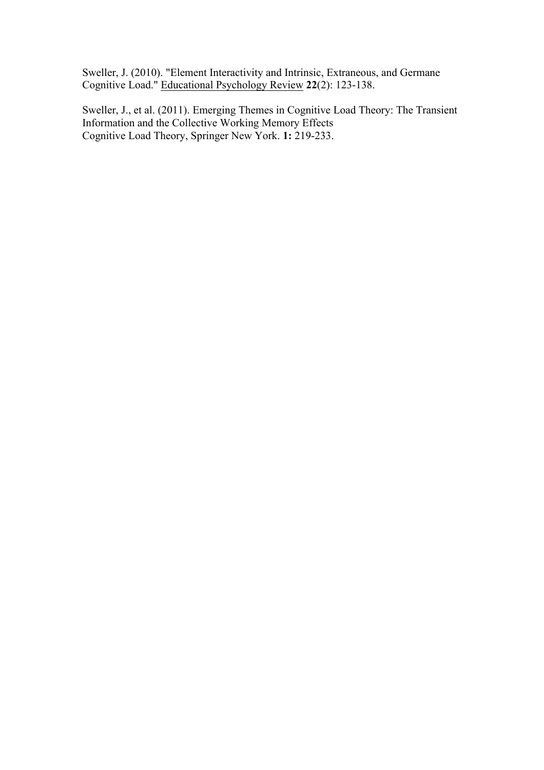Sweller, J. (2010). "Element Interactivity and Intrinsic, Extraneous, and Germane Cognitive Load." Educational Psychology Review **22**(2): 123-138.

Sweller, J., et al. (2011). Emerging Themes in Cognitive Load Theory: The Transient Information and the Collective Working Memory Effects
Cognitive Load Theory, Springer New York. **1:** 219-233.